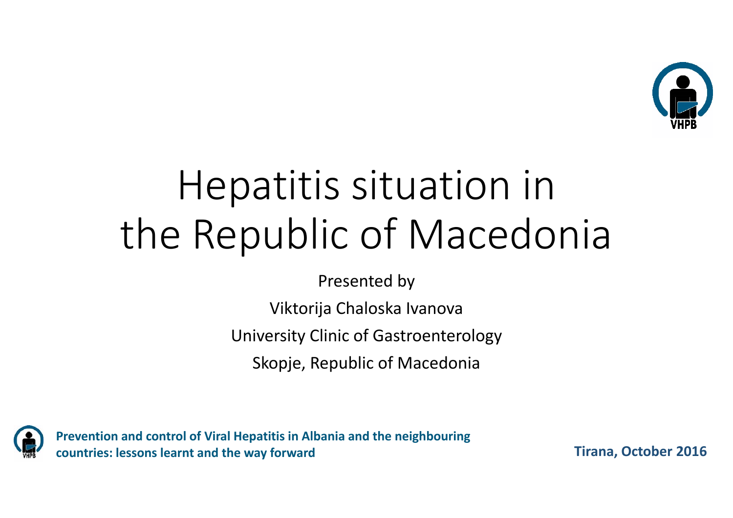# Hepatitis situation in the Republic of Macedonia

Presented by

Viktorija Chaloska Ivanova

University Clinic of Gastroenterology

Skopje, Republic of Macedonia

**Prevention and control of Viral Hepatitis in Albania and the neighbouring countries: lessons learnt and the way forward**

**Tirana, October 2016**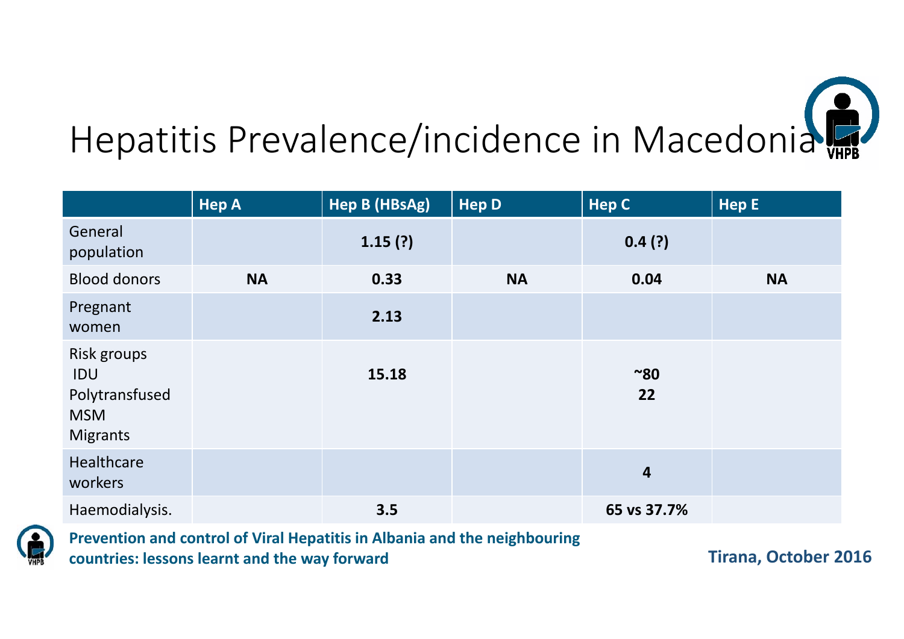# Hepatitis Prevalence/incidence in Macedonia

| | Hep A | Hep B (HBsAg) | Hep D | Hep C | Hep E |
|---|---|---|---|---|---|
| General population | | **1.15 (?)** | | **0.4 (?)** | |
| Blood donors | **NA** | **0.33** | **NA** | **0.04** | **NA** |
| Pregnant women | | **2.13** | | | |
| Risk groups<br>IDU<br>Polytransfused<br>MSM<br>Migrants | | **15.18** | | **~80**<br>**22** | |
| Healthcare workers | | | | **4** | |
| Haemodialysis. | | **3.5** | | **65 vs 37.7%** | |

**Prevention and control of Viral Hepatitis in Albania and the neighbouring countries: lessons learnt and the way forward**

**Tirana, October 2016**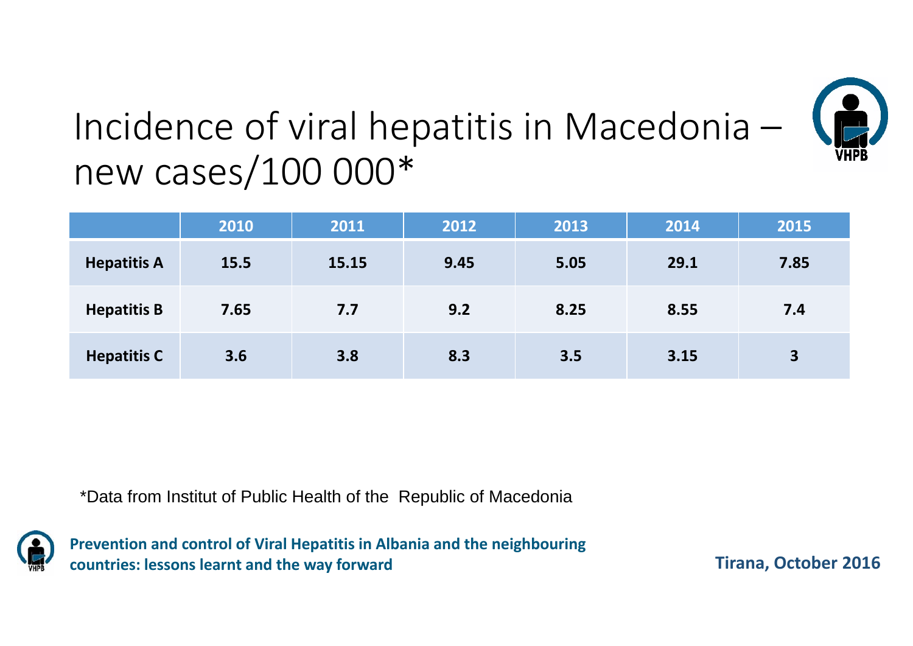# Incidence of viral hepatitis in Macedonia – new cases/100 000*

| | 2010 | 2011 | 2012 | 2013 | 2014 | 2015 |
|---|---|---|---|---|---|---|
| **Hepatitis A** | 15.5 | 15.15 | 9.45 | 5.05 | 29.1 | 7.85 |
| **Hepatitis B** | 7.65 | 7.7 | 9.2 | 8.25 | 8.55 | 7.4 |
| **Hepatitis C** | 3.6 | 3.8 | 8.3 | 3.5 | 3.15 | 3 |

*Data from Institut of Public Health of the Republic of Macedonia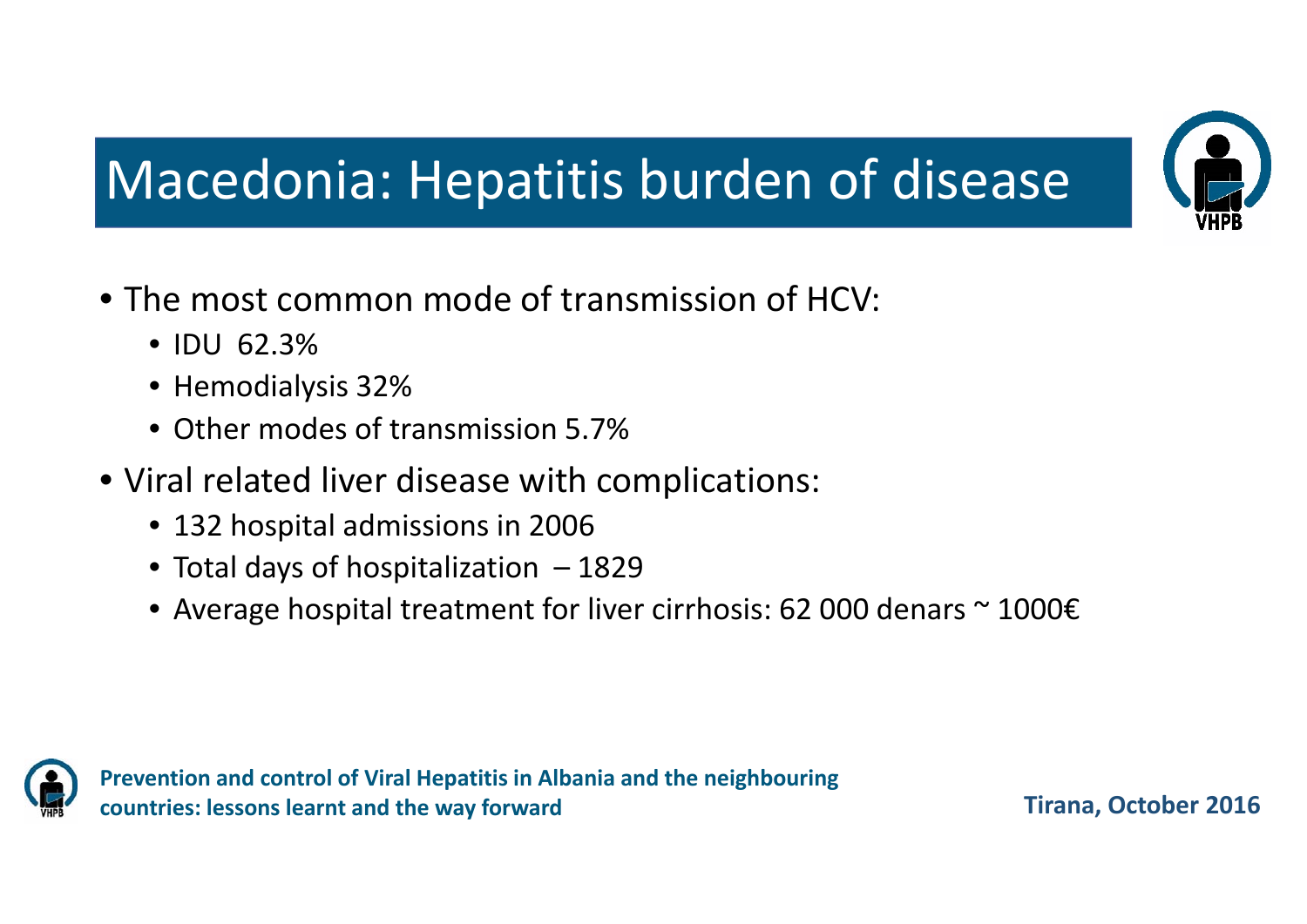# Macedonia: Hepatitis burden of disease

- The most common mode of transmission of HCV:
  - IDU 62.3%
  - Hemodialysis 32%
  - Other modes of transmission 5.7%
- Viral related liver disease with complications:
  - 132 hospital admissions in 2006
  - Total days of hospitalization – 1829
  - Average hospital treatment for liver cirrhosis: 62 000 denars ~ 1000€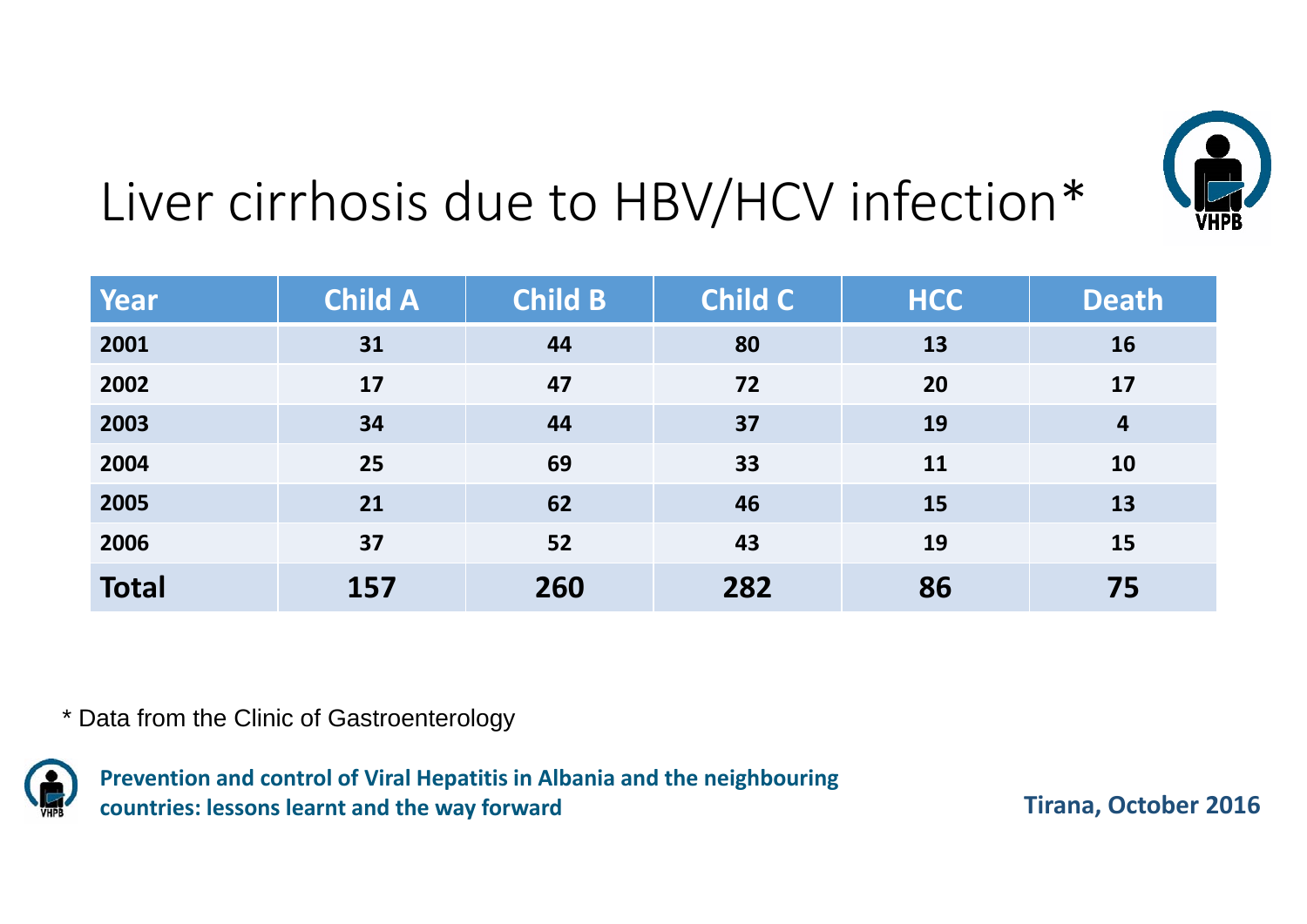# Liver cirrhosis due to HBV/HCV infection*

| Year | Child A | Child B | Child C | HCC | Death |
|---|---|---|---|---|---|
| 2001 | 31 | 44 | 80 | 13 | 16 |
| 2002 | 17 | 47 | 72 | 20 | 17 |
| 2003 | 34 | 44 | 37 | 19 | 4 |
| 2004 | 25 | 69 | 33 | 11 | 10 |
| 2005 | 21 | 62 | 46 | 15 | 13 |
| 2006 | 37 | 52 | 43 | 19 | 15 |
| **Total** | **157** | **260** | **282** | **86** | **75** |

* Data from the Clinic of Gastroenterology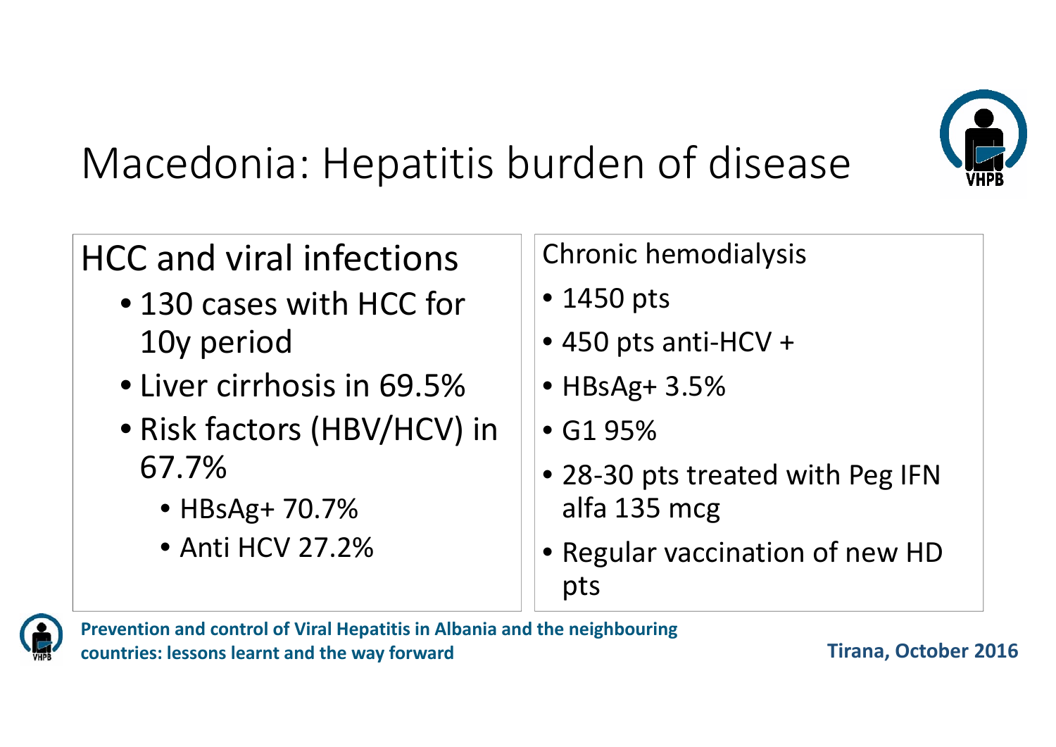# Macedonia: Hepatitis burden of disease

## HCC and viral infections

- 130 cases with HCC for 10y period
- Liver cirrhosis in 69.5%
- Risk factors (HBV/HCV) in 67.7%
  - HBsAg+ 70.7%
  - Anti HCV 27.2%

## Chronic hemodialysis

- 1450 pts
- 450 pts anti-HCV +
- HBsAg+ 3.5%
- G1 95%
- 28-30 pts treated with Peg IFN alfa 135 mcg
- Regular vaccination of new HD pts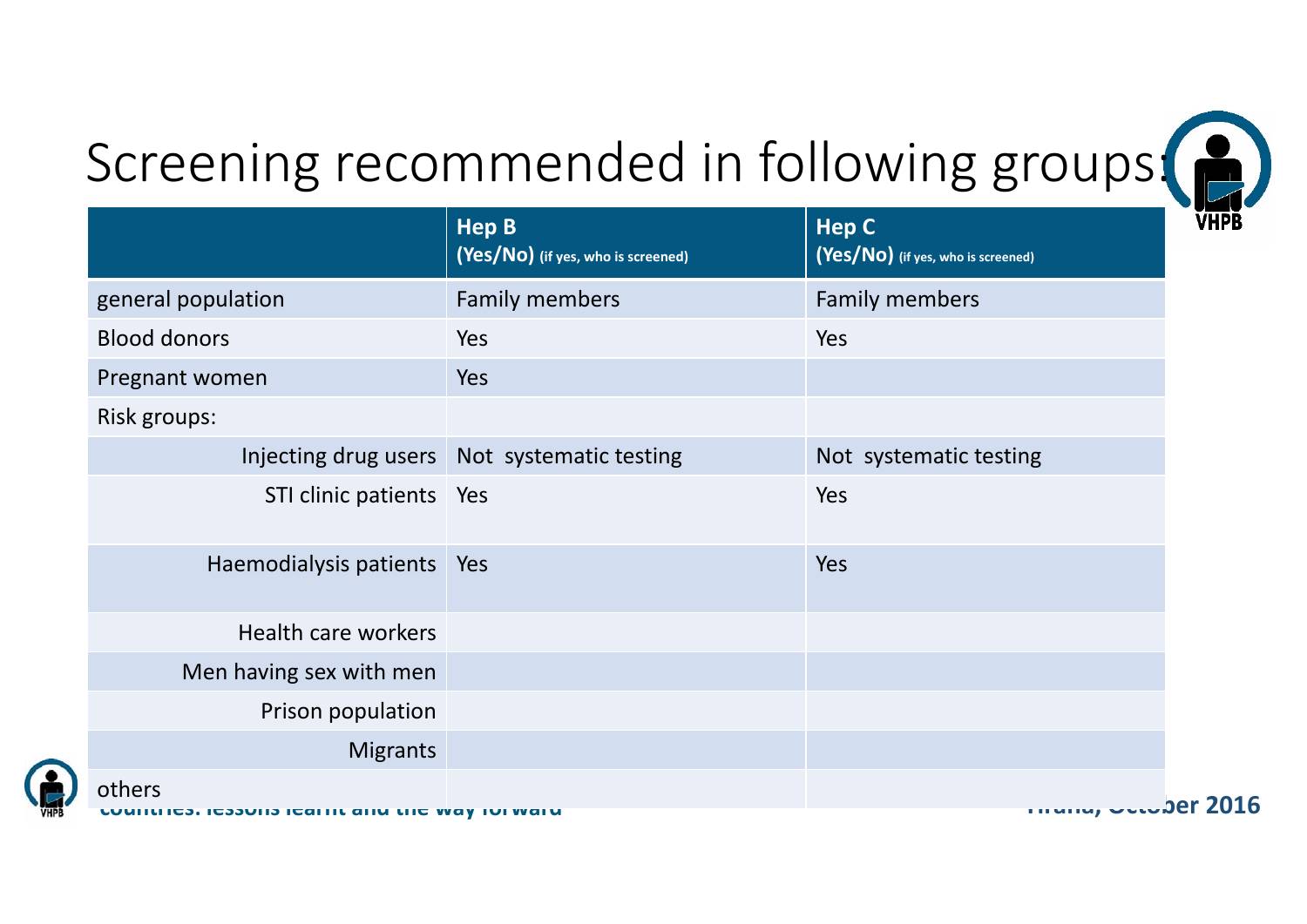# Screening recommended in following groups:

| | Hep B (Yes/No) (if yes, who is screened) | Hep C (Yes/No) (if yes, who is screened) |
|---|---|---|
| general population | Family members | Family members |
| Blood donors | Yes | Yes |
| Pregnant women | Yes | |
| Risk groups: | | |
| Injecting drug users | Not systematic testing | Not systematic testing |
| STI clinic patients | Yes | Yes |
| Haemodialysis patients | Yes | Yes |
| Health care workers | | |
| Men having sex with men | | |
| Prison population | | |
| Migrants | | |
| others | | |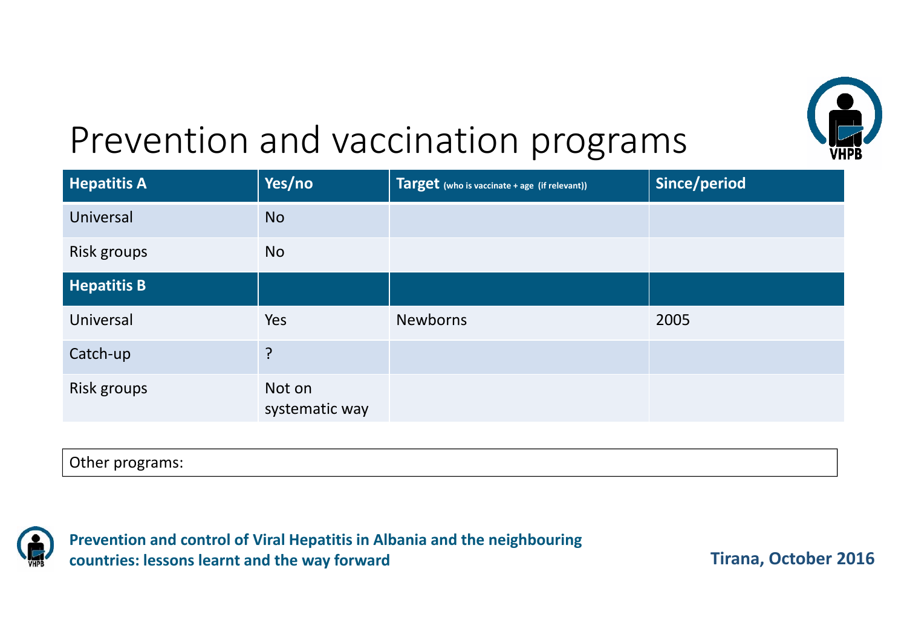# Prevention and vaccination programs

| Hepatitis A | Yes/no | Target (who is vaccinate + age (if relevant)) | Since/period |
|---|---|---|---|
| Universal | No | | |
| Risk groups | No | | |
| **Hepatitis B** | | | |
| Universal | Yes | Newborns | 2005 |
| Catch-up | ? | | |
| Risk groups | Not on systematic way | | |

Other programs:

**Prevention and control of Viral Hepatitis in Albania and the neighbouring countries: lessons learnt and the way forward**

**Tirana, October 2016**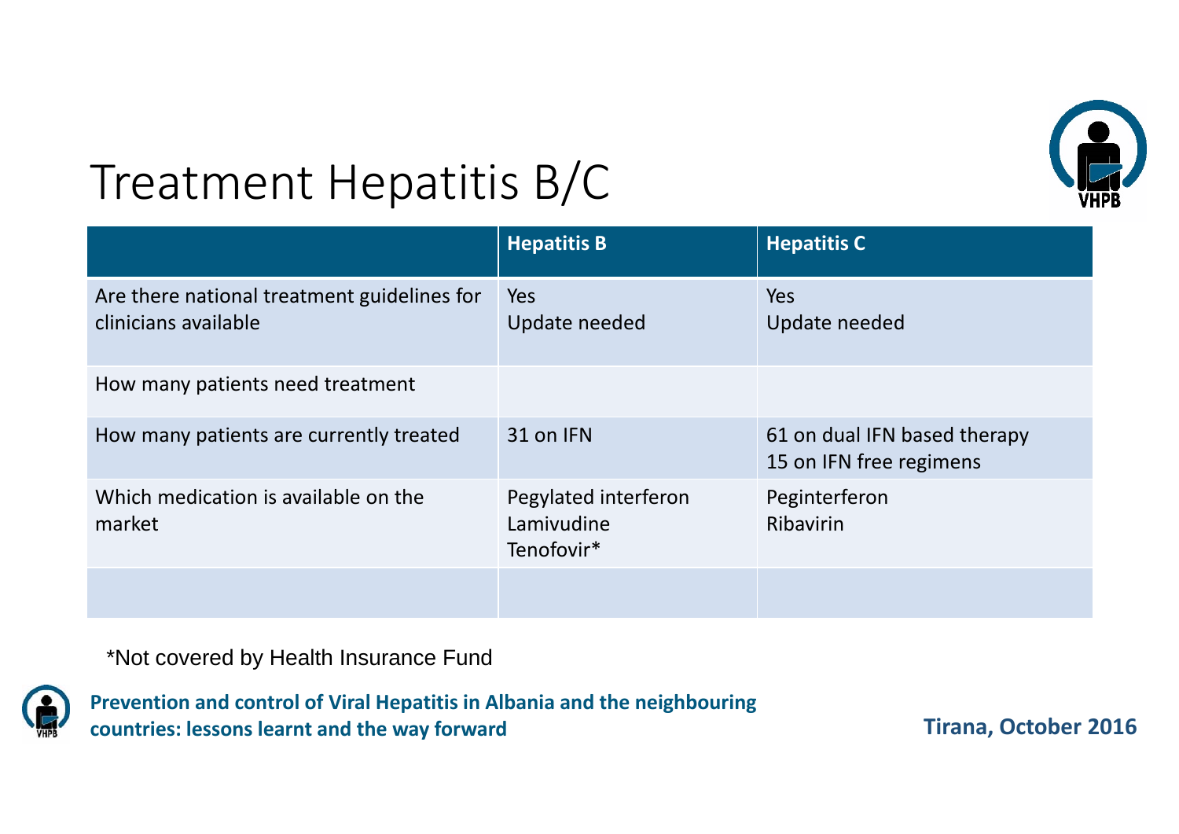# Treatment Hepatitis B/C

| | Hepatitis B | Hepatitis C |
|---|---|---|
| Are there national treatment guidelines for clinicians available | Yes<br>Update needed | Yes<br>Update needed |
| How many patients need treatment | | |
| How many patients are currently treated | 31 on IFN | 61 on dual IFN based therapy<br>15 on IFN free regimens |
| Which medication is available on the market | Pegylated interferon<br>Lamivudine<br>Tenofovir* | Peginterferon<br>Ribavirin |
| | | |

*Not covered by Health Insurance Fund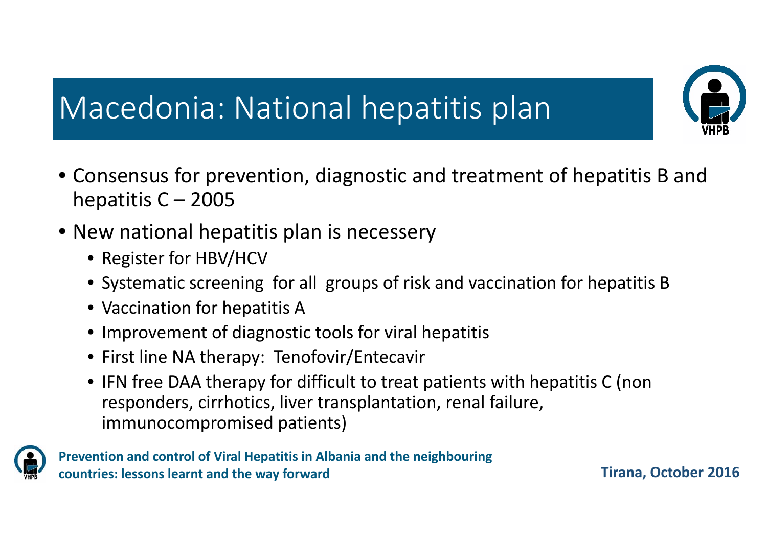# Macedonia: National hepatitis plan

- Consensus for prevention, diagnostic and treatment of hepatitis B and hepatitis C – 2005
- New national hepatitis plan is necessery
  - Register for HBV/HCV
  - Systematic screening for all groups of risk and vaccination for hepatitis B
  - Vaccination for hepatitis A
  - Improvement of diagnostic tools for viral hepatitis
  - First line NA therapy: Tenofovir/Entecavir
  - IFN free DAA therapy for difficult to treat patients with hepatitis C (non responders, cirrhotics, liver transplantation, renal failure, immunocompromised patients)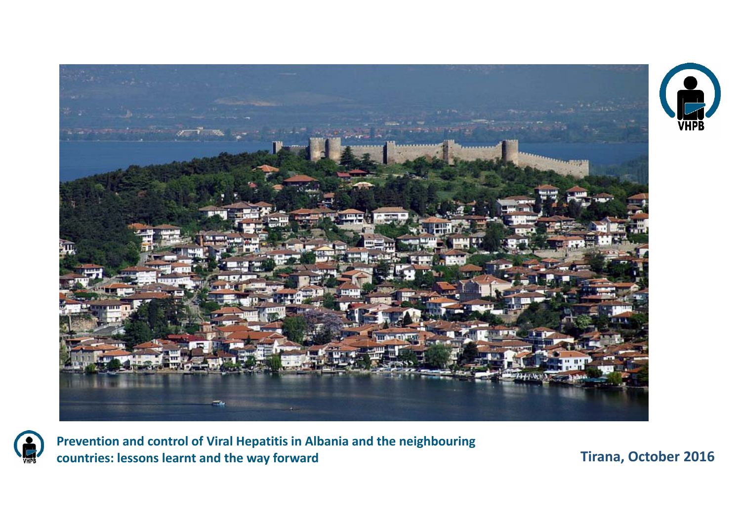Prevention and control of Viral Hepatitis in Albania and the neighbouring countries: lessons learnt and the way forward

Tirana, October 2016